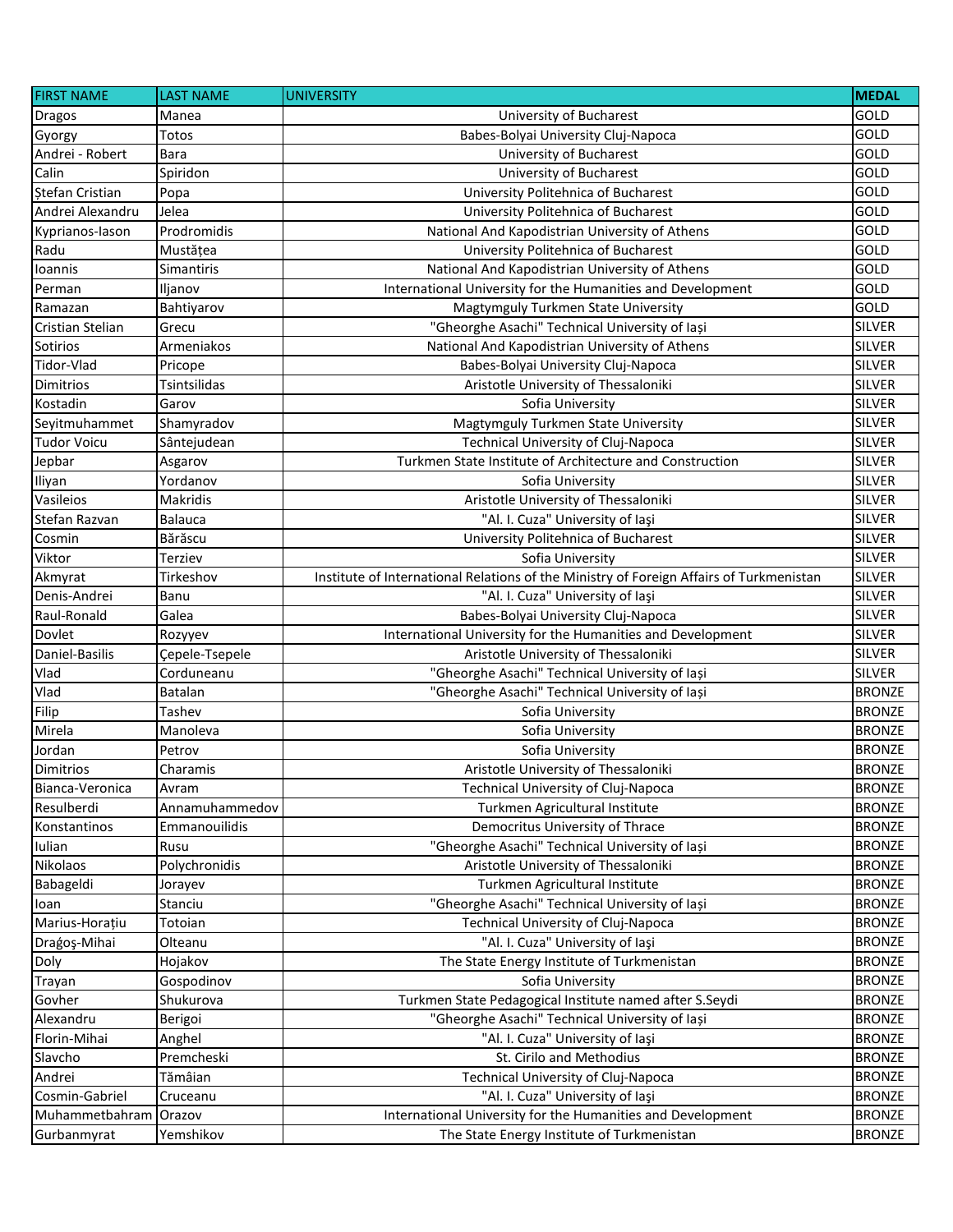| FIRST NAME | LAST NAME | UNIVERSITY | MEDAL |
|---|---|---|---|
| Dragos | Manea | University of Bucharest | GOLD |
| Gyorgy | Totos | Babes-Bolyai University Cluj-Napoca | GOLD |
| Andrei - Robert | Bara | University of Bucharest | GOLD |
| Calin | Spiridon | University of Bucharest | GOLD |
| Ștefan Cristian | Popa | University Politehnica of Bucharest | GOLD |
| Andrei Alexandru | Jelea | University Politehnica of Bucharest | GOLD |
| Kyprianos-Iason | Prodromidis | National And Kapodistrian University of Athens | GOLD |
| Radu | Mustățea | University Politehnica of Bucharest | GOLD |
| Ioannis | Simantiris | National And Kapodistrian University of Athens | GOLD |
| Perman | Iljanov | International University for the Humanities and Development | GOLD |
| Ramazan | Bahtiyarov | Magtymguly Turkmen State University | GOLD |
| Cristian Stelian | Grecu | "Gheorghe Asachi" Technical University of Iași | SILVER |
| Sotirios | Armeniakos | National And Kapodistrian University of Athens | SILVER |
| Tidor-Vlad | Pricope | Babes-Bolyai University Cluj-Napoca | SILVER |
| Dimitrios | Tsintsilidas | Aristotle University of Thessaloniki | SILVER |
| Kostadin | Garov | Sofia University | SILVER |
| Seyitmuhammet | Shamyradov | Magtymguly Turkmen State University | SILVER |
| Tudor Voicu | Sântejudean | Technical University of Cluj-Napoca | SILVER |
| Jepbar | Asgarov | Turkmen State Institute of Architecture and Construction | SILVER |
| Iliyan | Yordanov | Sofia University | SILVER |
| Vasileios | Makridis | Aristotle University of Thessaloniki | SILVER |
| Stefan Razvan | Balauca | "Al. I. Cuza" University of Iaşi | SILVER |
| Cosmin | Bărăscu | University Politehnica of Bucharest | SILVER |
| Viktor | Terziev | Sofia University | SILVER |
| Akmyrat | Tirkeshov | Institute of International Relations of the Ministry of Foreign Affairs of Turkmenistan | SILVER |
| Denis-Andrei | Banu | "Al. I. Cuza" University of Iaşi | SILVER |
| Raul-Ronald | Galea | Babes-Bolyai University Cluj-Napoca | SILVER |
| Dovlet | Rozyyev | International University for the Humanities and Development | SILVER |
| Daniel-Basilis | Çepele-Tsepele | Aristotle University of Thessaloniki | SILVER |
| Vlad | Corduneanu | "Gheorghe Asachi" Technical University of Iași | SILVER |
| Vlad | Batalan | "Gheorghe Asachi" Technical University of Iași | BRONZE |
| Filip | Tashev | Sofia University | BRONZE |
| Mirela | Manoleva | Sofia University | BRONZE |
| Jordan | Petrov | Sofia University | BRONZE |
| Dimitrios | Charamis | Aristotle University of Thessaloniki | BRONZE |
| Bianca-Veronica | Avram | Technical University of Cluj-Napoca | BRONZE |
| Resulberdi | Annamuhammedov | Turkmen Agricultural Institute | BRONZE |
| Konstantinos | Emmanouilidis | Democritus University of Thrace | BRONZE |
| Iulian | Rusu | "Gheorghe Asachi" Technical University of Iași | BRONZE |
| Nikolaos | Polychronidis | Aristotle University of Thessaloniki | BRONZE |
| Babageldi | Jorayev | Turkmen Agricultural Institute | BRONZE |
| Ioan | Stanciu | "Gheorghe Asachi" Technical University of Iași | BRONZE |
| Marius-Horațiu | Totoian | Technical University of Cluj-Napoca | BRONZE |
| Draģoş-Mihai | Olteanu | "Al. I. Cuza" University of Iaşi | BRONZE |
| Doly | Hojakov | The State Energy Institute of Turkmenistan | BRONZE |
| Trayan | Gospodinov | Sofia University | BRONZE |
| Govher | Shukurova | Turkmen State Pedagogical Institute named after S.Seydi | BRONZE |
| Alexandru | Berigoi | "Gheorghe Asachi" Technical University of Iași | BRONZE |
| Florin-Mihai | Anghel | "Al. I. Cuza" University of Iaşi | BRONZE |
| Slavcho | Premcheski | St. Cirilo and Methodius | BRONZE |
| Andrei | Tămâian | Technical University of Cluj-Napoca | BRONZE |
| Cosmin-Gabriel | Cruceanu | "Al. I. Cuza" University of Iaşi | BRONZE |
| Muhammetbahram | Orazov | International University for the Humanities and Development | BRONZE |
| Gurbanmyrat | Yemshikov | The State Energy Institute of Turkmenistan | BRONZE |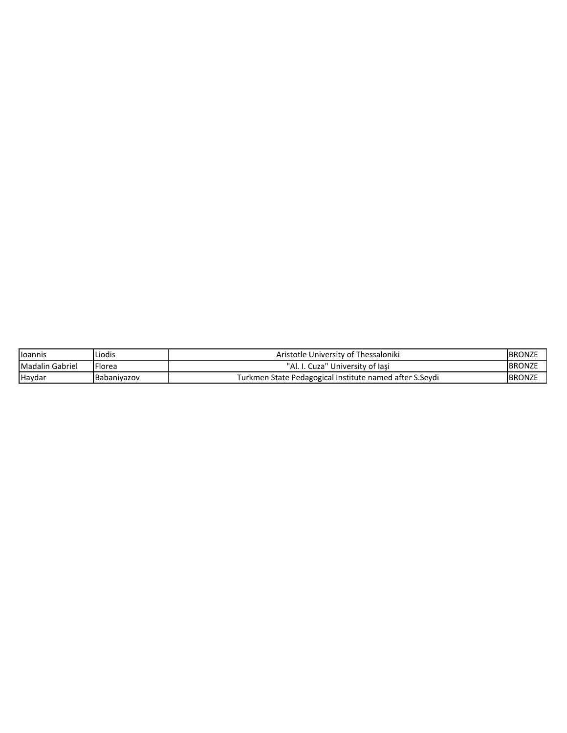| | | | |
|---|---|---|---|
| Ioannis | Liodis | Aristotle University of Thessaloniki | BRONZE |
| Madalin Gabriel | Florea | "Al. I. Cuza" University of Iaşi | BRONZE |
| Haydar | Babaniyazov | Turkmen State Pedagogical Institute named after S.Seydi | BRONZE |